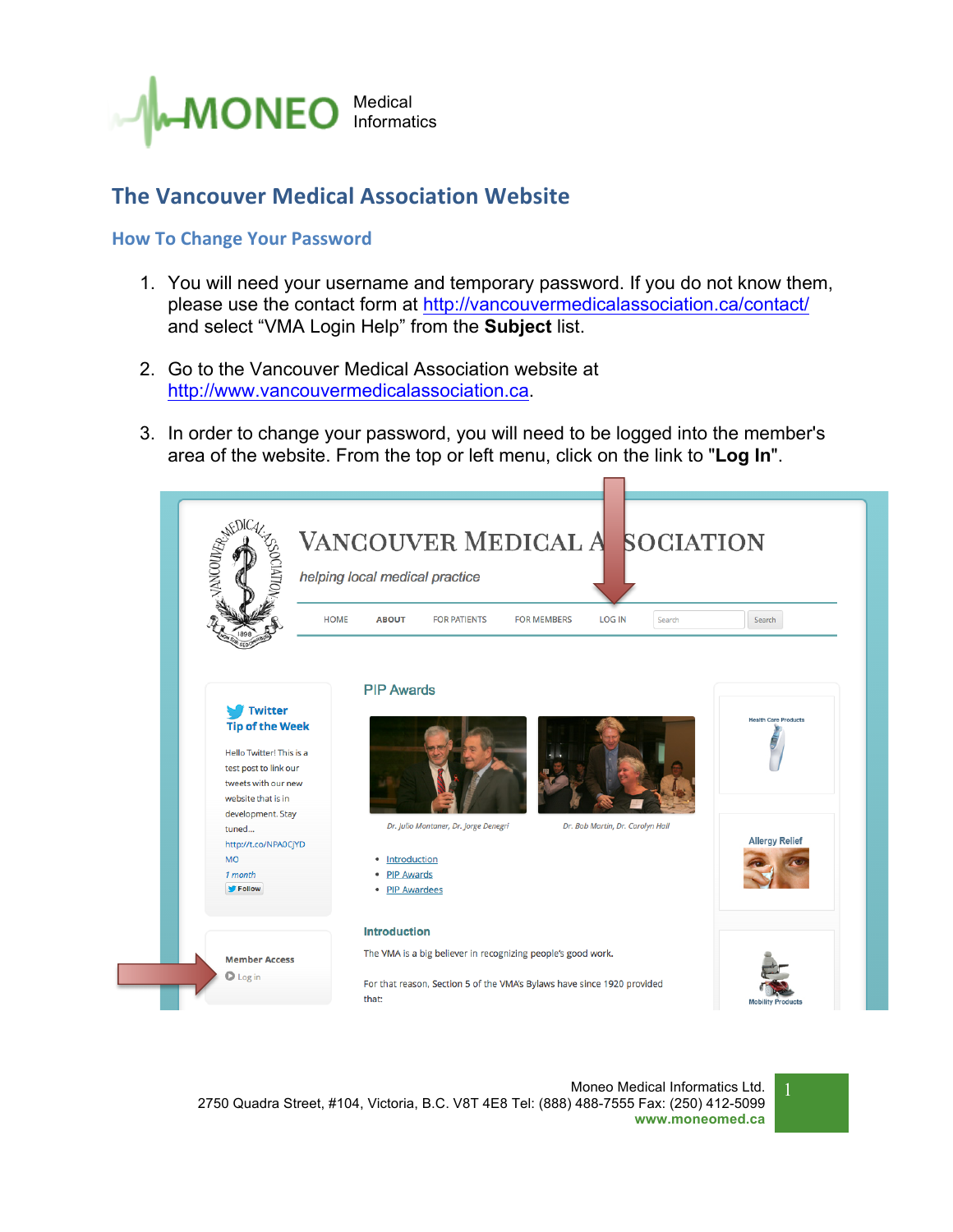# The Vancouver Medical Association Website

## How To Change Your Password

1. You will need your username and temporary password. If you do not know them, please use the contact form at http://vancouvermedicalassociation.ca/contact/ and select “VMA Login Help” from the **Subject** list.

2. Go to the Vancouver Medical Association website at http://www.vancouvermedicalassociation.ca.

3. In order to change your password, you will need to be logged into the member's area of the website. From the top or left menu, click on the link to "**Log In**".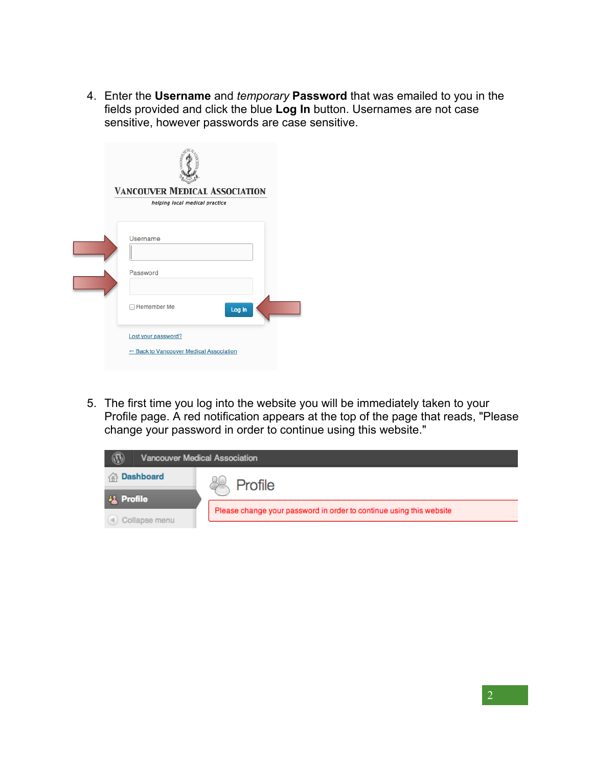4. Enter the **Username** and *temporary* **Password** that was emailed to you in the fields provided and click the blue **Log In** button. Usernames are not case sensitive, however passwords are case sensitive.

5. The first time you log into the website you will be immediately taken to your Profile page. A red notification appears at the top of the page that reads, "Please change your password in order to continue using this website."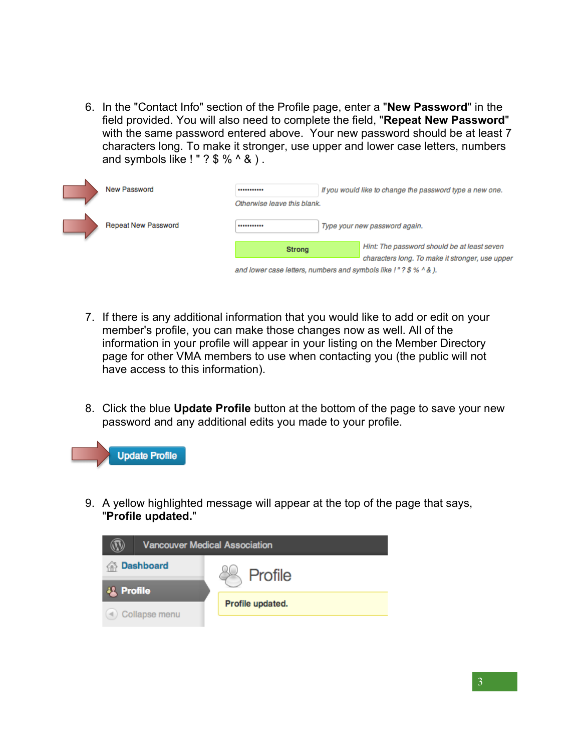6. In the "Contact Info" section of the Profile page, enter a "**New Password**" in the field provided. You will also need to complete the field, "**Repeat New Password**" with the same password entered above. Your new password should be at least 7 characters long. To make it stronger, use upper and lower case letters, numbers and symbols like ! " ? $ % ^ & ) .

New Password — *If you would like to change the password type a new one. Otherwise leave this blank.*

Repeat New Password — *Type your new password again.*

Strong — *Hint: The password should be at least seven characters long. To make it stronger, use upper and lower case letters, numbers and symbols like ! " ? $ % ^ & ).*

7. If there is any additional information that you would like to add or edit on your member's profile, you can make those changes now as well. All of the information in your profile will appear in your listing on the Member Directory page for other VMA members to use when contacting you (the public will not have access to this information).

8. Click the blue **Update Profile** button at the bottom of the page to save your new password and any additional edits you made to your profile.

Update Profile

9. A yellow highlighted message will appear at the top of the page that says, "**Profile updated.**"

Vancouver Medical Association

Dashboard

Profile

Collapse menu

Profile

**Profile updated.**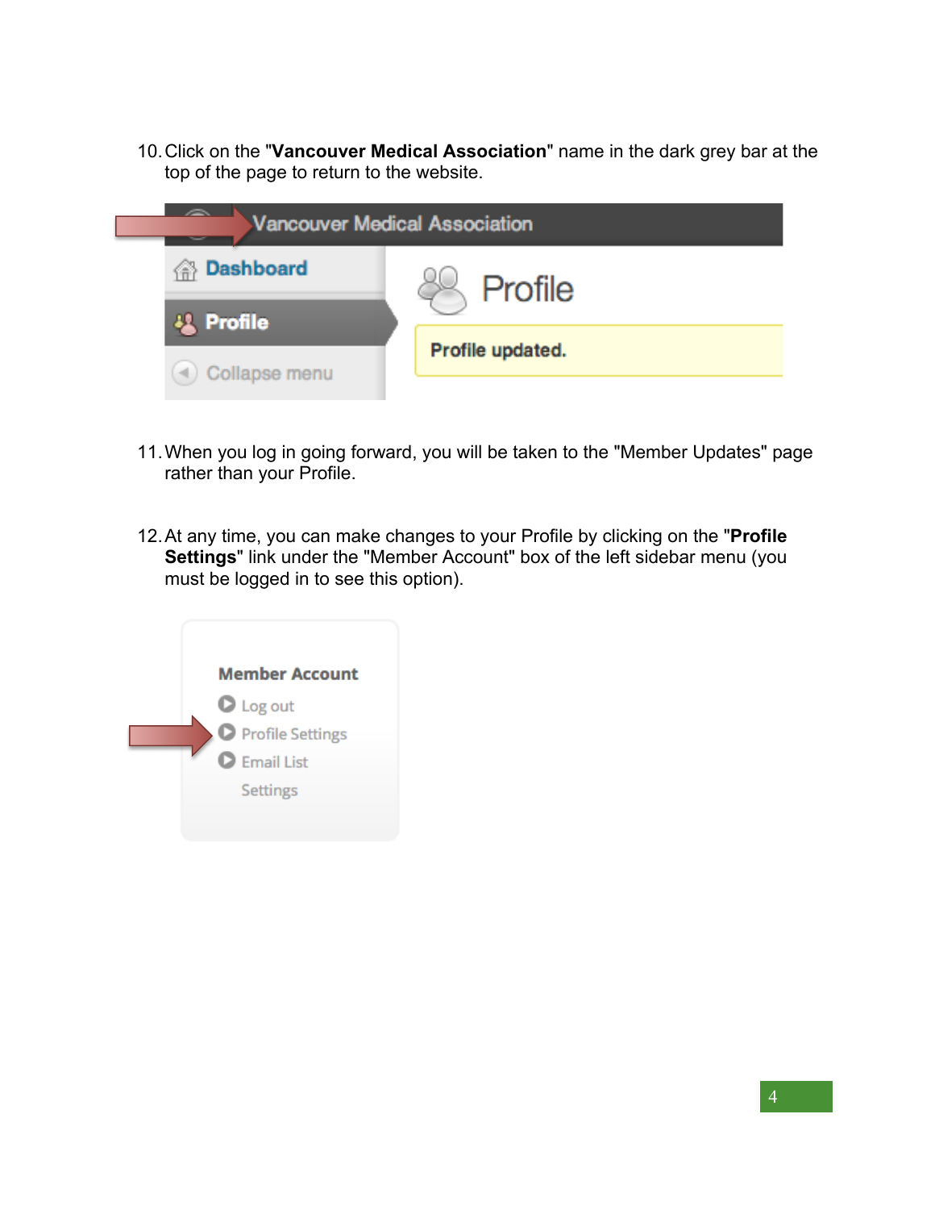10. Click on the "**Vancouver Medical Association**" name in the dark grey bar at the top of the page to return to the website.

11. When you log in going forward, you will be taken to the "Member Updates" page rather than your Profile.

12. At any time, you can make changes to your Profile by clicking on the "**Profile Settings**" link under the "Member Account" box of the left sidebar menu (you must be logged in to see this option).